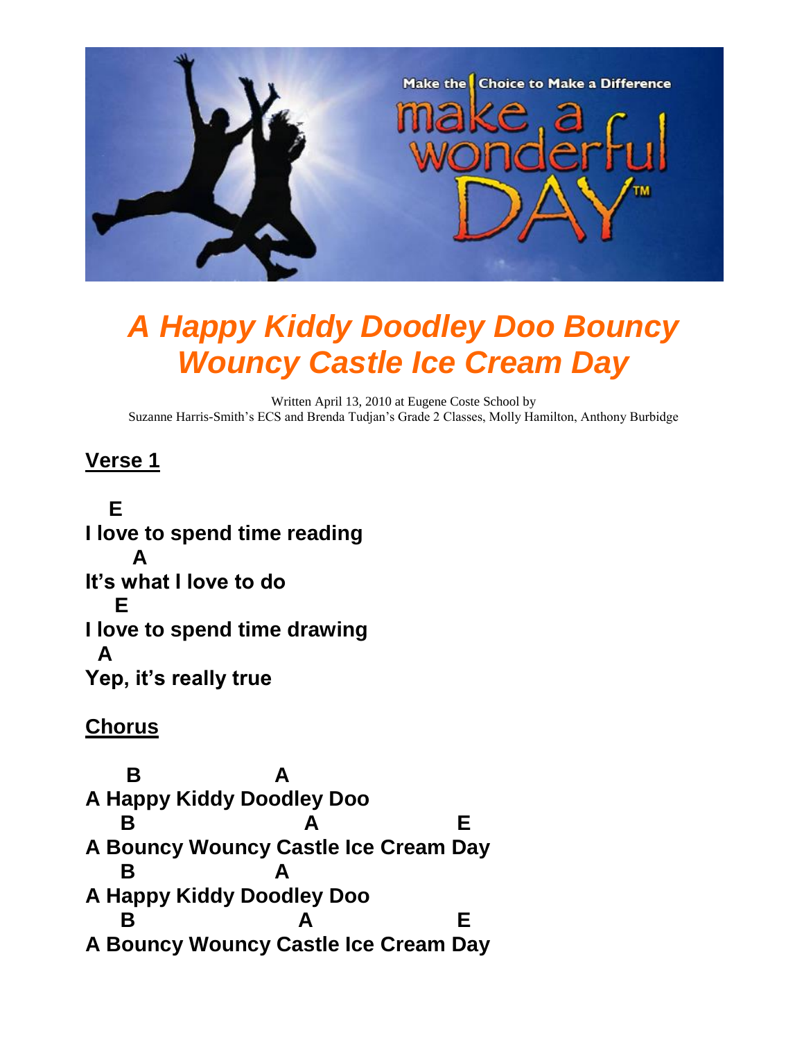# *A Happy Kiddy Doodley Doo Bouncy Wouncy Castle Ice Cream Day*

Written April 13, 2010 at Eugene Coste School by
Suzanne Harris-Smith's ECS and Brenda Tudjan's Grade 2 Classes, Molly Hamilton, Anthony Burbidge

## Verse 1

```
   E
I love to spend time reading
      A
It's what I love to do
    E
I love to spend time drawing
  A
Yep, it's really true
```

## Chorus

```
     B                A
A Happy Kiddy Doodley Doo
    B                   A              E
A Bouncy Wouncy Castle Ice Cream Day
    B                 A
A Happy Kiddy Doodley Doo
    B                  A               E
A Bouncy Wouncy Castle Ice Cream Day
```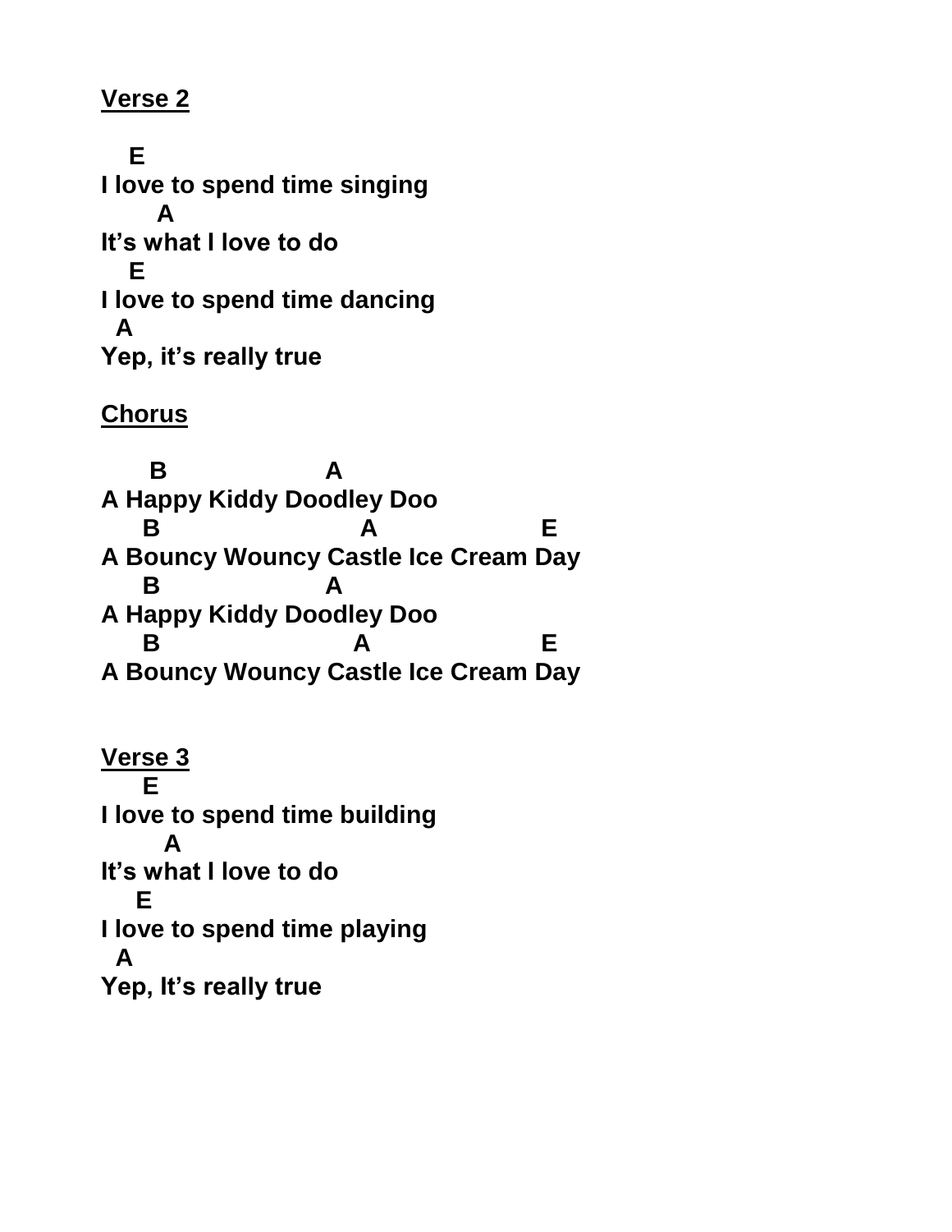<u>**Verse 2**</u>

```
   E
I love to spend time singing
       A
It's what I love to do
   E
I love to spend time dancing
  A
Yep, it's really true
```

<u>**Chorus**</u>

```
      B                  A
A Happy Kiddy Doodley Doo
     B                       A                 E
A Bouncy Wouncy Castle Ice Cream Day
     B                   A
A Happy Kiddy Doodley Doo
     B                      A                  E
A Bouncy Wouncy Castle Ice Cream Day
```

<u>**Verse 3**</u>

```
     E
I love to spend time building
        A
It's what I love to do
    E
I love to spend time playing
  A
Yep, It's really true
```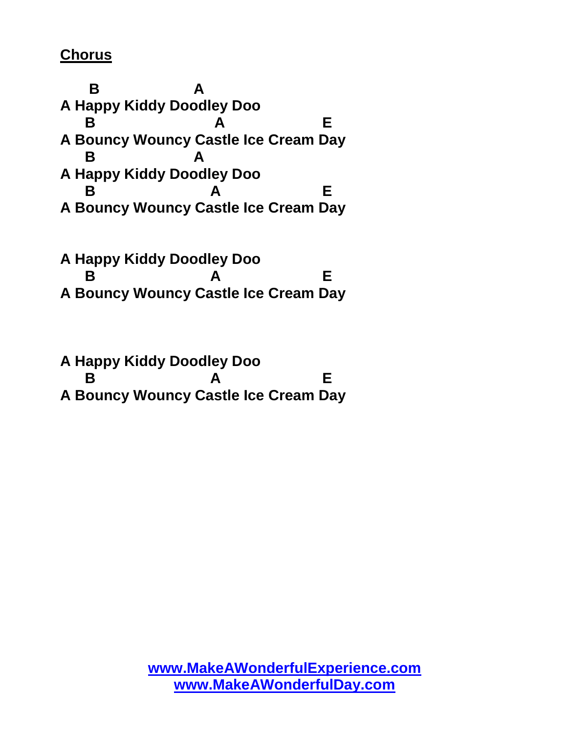## Chorus

```
     B                A
A Happy Kiddy Doodley Doo
    B                  A                E
A Bouncy Wouncy Castle Ice Cream Day
    B                 A
A Happy Kiddy Doodley Doo
    B                  A                E
A Bouncy Wouncy Castle Ice Cream Day


A Happy Kiddy Doodley Doo
    B                  A                E
A Bouncy Wouncy Castle Ice Cream Day


A Happy Kiddy Doodley Doo
    B                  A                E
A Bouncy Wouncy Castle Ice Cream Day
```

www.MakeAWonderfulExperience.com
www.MakeAWonderfulDay.com